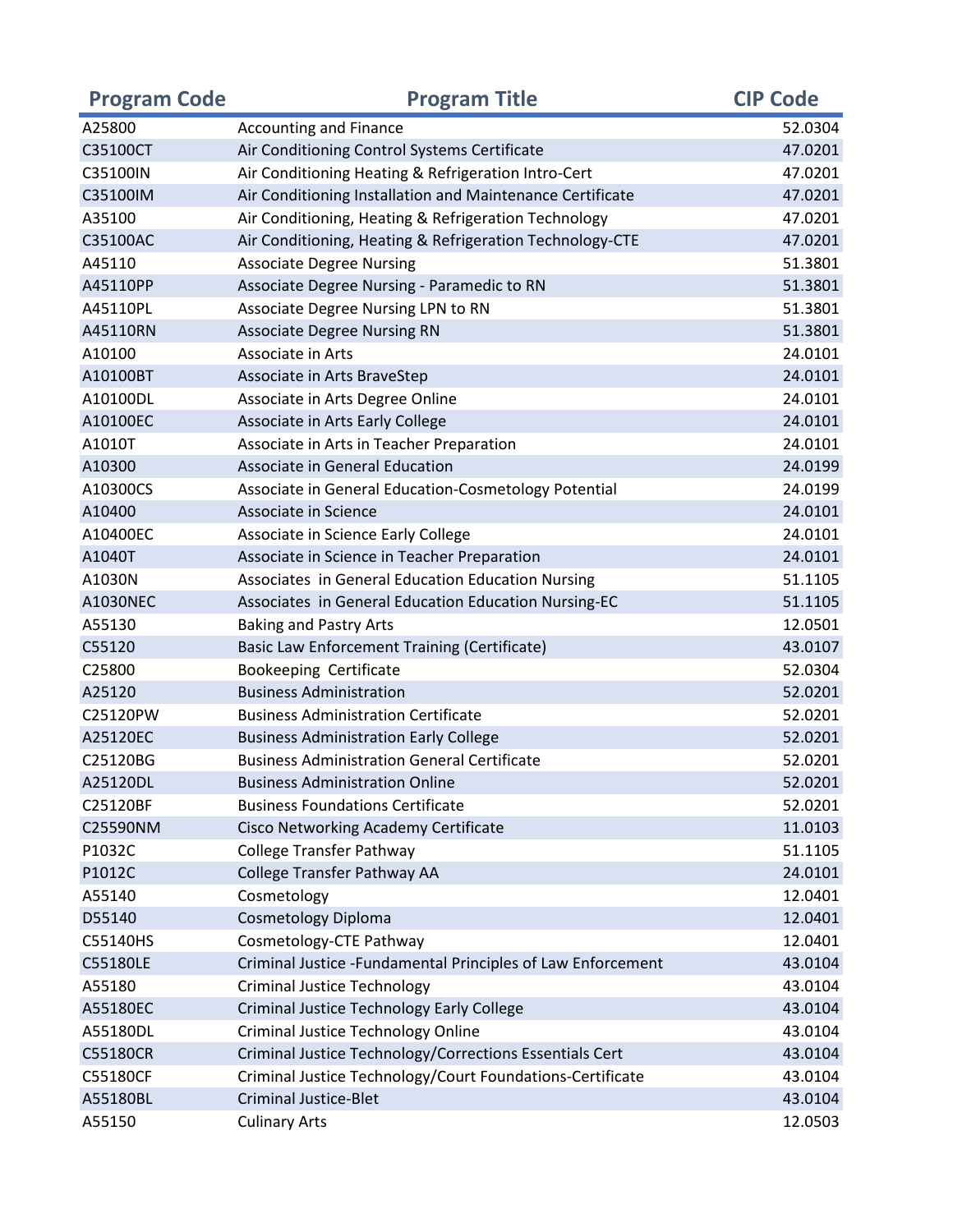| Program Code | Program Title | CIP Code |
| --- | --- | --- |
| A25800 | Accounting and Finance | 52.0304 |
| C35100CT | Air Conditioning Control Systems Certificate | 47.0201 |
| C35100IN | Air Conditioning Heating & Refrigeration Intro-Cert | 47.0201 |
| C35100IM | Air Conditioning Installation and Maintenance Certificate | 47.0201 |
| A35100 | Air Conditioning, Heating & Refrigeration Technology | 47.0201 |
| C35100AC | Air Conditioning, Heating & Refrigeration Technology-CTE | 47.0201 |
| A45110 | Associate Degree Nursing | 51.3801 |
| A45110PP | Associate Degree Nursing - Paramedic to RN | 51.3801 |
| A45110PL | Associate Degree Nursing LPN to RN | 51.3801 |
| A45110RN | Associate Degree Nursing RN | 51.3801 |
| A10100 | Associate in Arts | 24.0101 |
| A10100BT | Associate in Arts BraveStep | 24.0101 |
| A10100DL | Associate in Arts Degree Online | 24.0101 |
| A10100EC | Associate in Arts Early College | 24.0101 |
| A1010T | Associate in Arts in Teacher Preparation | 24.0101 |
| A10300 | Associate in General Education | 24.0199 |
| A10300CS | Associate in General Education-Cosmetology Potential | 24.0199 |
| A10400 | Associate in Science | 24.0101 |
| A10400EC | Associate in Science Early College | 24.0101 |
| A1040T | Associate in Science in Teacher Preparation | 24.0101 |
| A1030N | Associates in General Education Education Nursing | 51.1105 |
| A1030NEC | Associates in General Education Education Nursing-EC | 51.1105 |
| A55130 | Baking and Pastry Arts | 12.0501 |
| C55120 | Basic Law Enforcement Training (Certificate) | 43.0107 |
| C25800 | Bookeeping Certificate | 52.0304 |
| A25120 | Business Administration | 52.0201 |
| C25120PW | Business Administration Certificate | 52.0201 |
| A25120EC | Business Administration Early College | 52.0201 |
| C25120BG | Business Administration General Certificate | 52.0201 |
| A25120DL | Business Administration Online | 52.0201 |
| C25120BF | Business Foundations Certificate | 52.0201 |
| C25590NM | Cisco Networking Academy Certificate | 11.0103 |
| P1032C | College Transfer Pathway | 51.1105 |
| P1012C | College Transfer Pathway AA | 24.0101 |
| A55140 | Cosmetology | 12.0401 |
| D55140 | Cosmetology Diploma | 12.0401 |
| C55140HS | Cosmetology-CTE Pathway | 12.0401 |
| C55180LE | Criminal Justice -Fundamental Principles of Law Enforcement | 43.0104 |
| A55180 | Criminal Justice Technology | 43.0104 |
| A55180EC | Criminal Justice Technology Early College | 43.0104 |
| A55180DL | Criminal Justice Technology Online | 43.0104 |
| C55180CR | Criminal Justice Technology/Corrections Essentials Cert | 43.0104 |
| C55180CF | Criminal Justice Technology/Court Foundations-Certificate | 43.0104 |
| A55180BL | Criminal Justice-Blet | 43.0104 |
| A55150 | Culinary Arts | 12.0503 |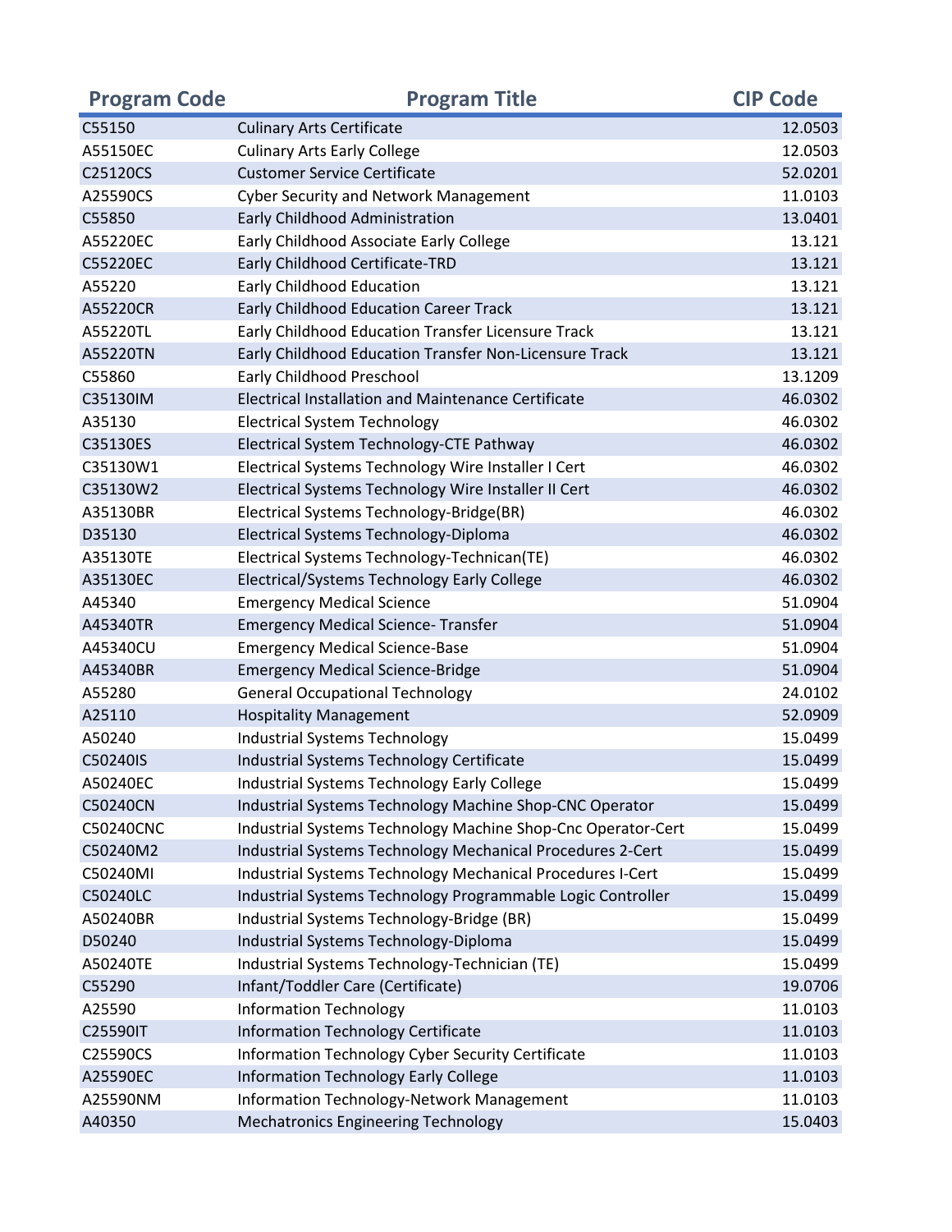| Program Code | Program Title | CIP Code |
|---|---|---|
| C55150 | Culinary Arts Certificate | 12.0503 |
| A55150EC | Culinary Arts Early College | 12.0503 |
| C25120CS | Customer Service Certificate | 52.0201 |
| A25590CS | Cyber Security and Network Management | 11.0103 |
| C55850 | Early Childhood Administration | 13.0401 |
| A55220EC | Early Childhood Associate Early College | 13.121 |
| C55220EC | Early Childhood Certificate-TRD | 13.121 |
| A55220 | Early Childhood Education | 13.121 |
| A55220CR | Early Childhood Education Career Track | 13.121 |
| A55220TL | Early Childhood Education Transfer Licensure Track | 13.121 |
| A55220TN | Early Childhood Education Transfer Non-Licensure Track | 13.121 |
| C55860 | Early Childhood Preschool | 13.1209 |
| C35130IM | Electrical Installation and Maintenance Certificate | 46.0302 |
| A35130 | Electrical System Technology | 46.0302 |
| C35130ES | Electrical System Technology-CTE Pathway | 46.0302 |
| C35130W1 | Electrical Systems Technology Wire Installer I Cert | 46.0302 |
| C35130W2 | Electrical Systems Technology Wire Installer II Cert | 46.0302 |
| A35130BR | Electrical Systems Technology-Bridge(BR) | 46.0302 |
| D35130 | Electrical Systems Technology-Diploma | 46.0302 |
| A35130TE | Electrical Systems Technology-Technican(TE) | 46.0302 |
| A35130EC | Electrical/Systems Technology Early College | 46.0302 |
| A45340 | Emergency Medical Science | 51.0904 |
| A45340TR | Emergency Medical Science- Transfer | 51.0904 |
| A45340CU | Emergency Medical Science-Base | 51.0904 |
| A45340BR | Emergency Medical Science-Bridge | 51.0904 |
| A55280 | General Occupational Technology | 24.0102 |
| A25110 | Hospitality Management | 52.0909 |
| A50240 | Industrial Systems Technology | 15.0499 |
| C50240IS | Industrial Systems Technology Certificate | 15.0499 |
| A50240EC | Industrial Systems Technology Early College | 15.0499 |
| C50240CN | Industrial Systems Technology Machine Shop-CNC Operator | 15.0499 |
| C50240CNC | Industrial Systems Technology Machine Shop-Cnc Operator-Cert | 15.0499 |
| C50240M2 | Industrial Systems Technology Mechanical Procedures 2-Cert | 15.0499 |
| C50240MI | Industrial Systems Technology Mechanical Procedures I-Cert | 15.0499 |
| C50240LC | Industrial Systems Technology Programmable Logic Controller | 15.0499 |
| A50240BR | Industrial Systems Technology-Bridge (BR) | 15.0499 |
| D50240 | Industrial Systems Technology-Diploma | 15.0499 |
| A50240TE | Industrial Systems Technology-Technician (TE) | 15.0499 |
| C55290 | Infant/Toddler Care (Certificate) | 19.0706 |
| A25590 | Information Technology | 11.0103 |
| C25590IT | Information Technology Certificate | 11.0103 |
| C25590CS | Information Technology Cyber Security Certificate | 11.0103 |
| A25590EC | Information Technology Early College | 11.0103 |
| A25590NM | Information Technology-Network Management | 11.0103 |
| A40350 | Mechatronics Engineering Technology | 15.0403 |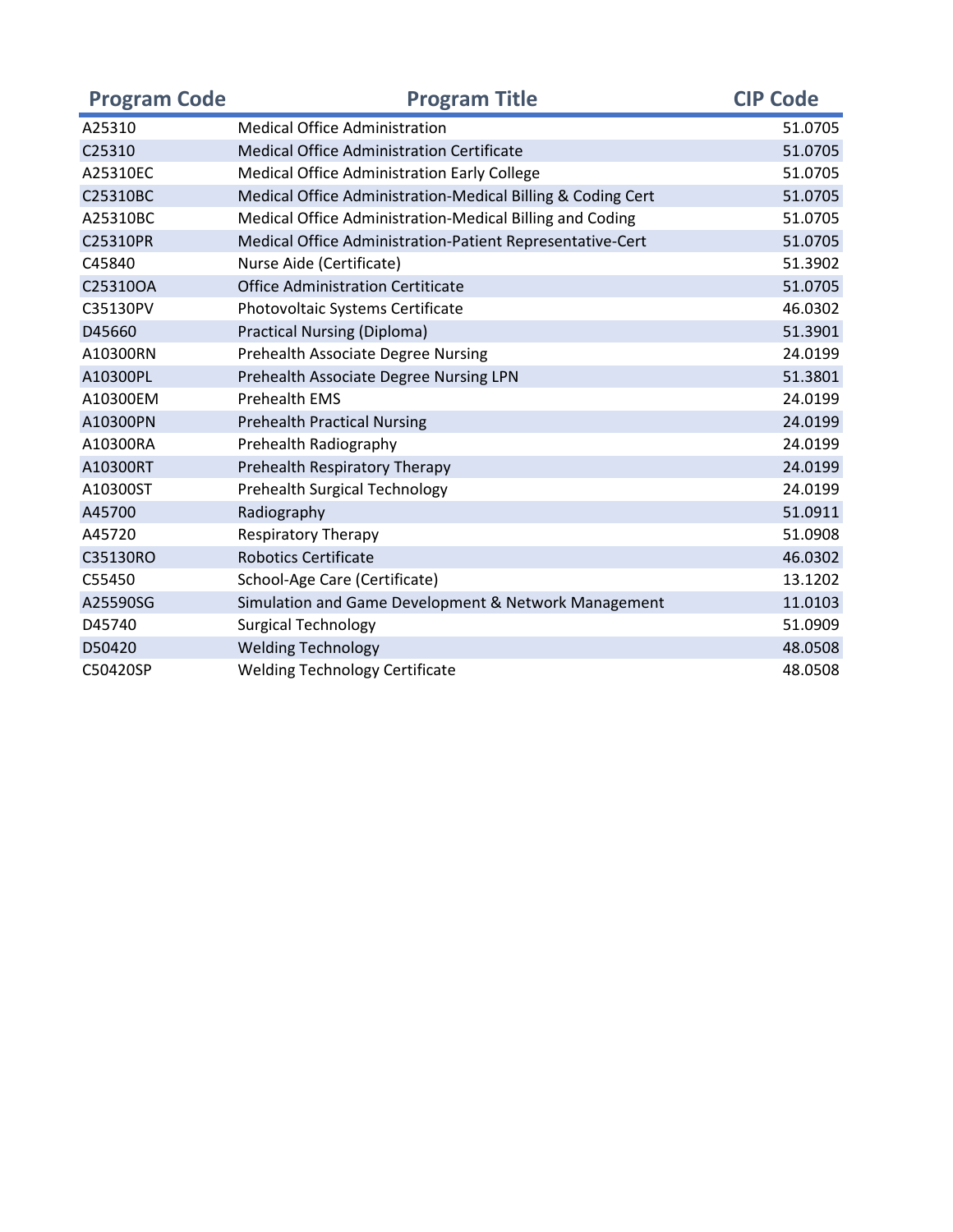| Program Code | Program Title | CIP Code |
| --- | --- | --- |
| A25310 | Medical Office Administration | 51.0705 |
| C25310 | Medical Office Administration Certificate | 51.0705 |
| A25310EC | Medical Office Administration Early College | 51.0705 |
| C25310BC | Medical Office Administration-Medical Billing & Coding Cert | 51.0705 |
| A25310BC | Medical Office Administration-Medical Billing and Coding | 51.0705 |
| C25310PR | Medical Office Administration-Patient Representative-Cert | 51.0705 |
| C45840 | Nurse Aide (Certificate) | 51.3902 |
| C25310OA | Office Administration Certiticate | 51.0705 |
| C35130PV | Photovoltaic Systems Certificate | 46.0302 |
| D45660 | Practical Nursing (Diploma) | 51.3901 |
| A10300RN | Prehealth Associate Degree Nursing | 24.0199 |
| A10300PL | Prehealth Associate Degree Nursing LPN | 51.3801 |
| A10300EM | Prehealth EMS | 24.0199 |
| A10300PN | Prehealth Practical Nursing | 24.0199 |
| A10300RA | Prehealth Radiography | 24.0199 |
| A10300RT | Prehealth Respiratory Therapy | 24.0199 |
| A10300ST | Prehealth Surgical Technology | 24.0199 |
| A45700 | Radiography | 51.0911 |
| A45720 | Respiratory Therapy | 51.0908 |
| C35130RO | Robotics Certificate | 46.0302 |
| C55450 | School-Age Care (Certificate) | 13.1202 |
| A25590SG | Simulation and Game Development & Network Management | 11.0103 |
| D45740 | Surgical Technology | 51.0909 |
| D50420 | Welding Technology | 48.0508 |
| C50420SP | Welding Technology Certificate | 48.0508 |